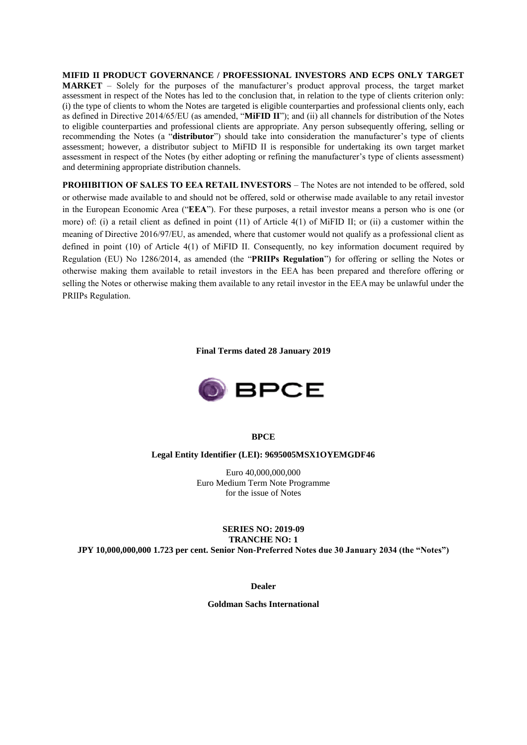**MIFID II PRODUCT GOVERNANCE / PROFESSIONAL INVESTORS AND ECPS ONLY TARGET MARKET** – Solely for the purposes of the manufacturer's product approval process, the target market assessment in respect of the Notes has led to the conclusion that, in relation to the type of clients criterion only: (i) the type of clients to whom the Notes are targeted is eligible counterparties and professional clients only, each as defined in Directive 2014/65/EU (as amended, "**MiFID II**"); and (ii) all channels for distribution of the Notes to eligible counterparties and professional clients are appropriate. Any person subsequently offering, selling or recommending the Notes (a "**distributor**") should take into consideration the manufacturer's type of clients assessment; however, a distributor subject to MiFID II is responsible for undertaking its own target market assessment in respect of the Notes (by either adopting or refining the manufacturer's type of clients assessment) and determining appropriate distribution channels.

**PROHIBITION OF SALES TO EEA RETAIL INVESTORS** – The Notes are not intended to be offered, sold or otherwise made available to and should not be offered, sold or otherwise made available to any retail investor in the European Economic Area ("**EEA**"). For these purposes, a retail investor means a person who is one (or more) of: (i) a retail client as defined in point (11) of Article 4(1) of MiFID II; or (ii) a customer within the meaning of Directive 2016/97/EU, as amended, where that customer would not qualify as a professional client as defined in point (10) of Article 4(1) of MiFID II. Consequently, no key information document required by Regulation (EU) No 1286/2014, as amended (the "**PRIIPs Regulation**") for offering or selling the Notes or otherwise making them available to retail investors in the EEA has been prepared and therefore offering or selling the Notes or otherwise making them available to any retail investor in the EEA may be unlawful under the PRIIPs Regulation.

**Final Terms dated 28 January 2019**

BPCE

**BPCE**

**Legal Entity Identifier (LEI): 9695005MSX1OYEMGDF46**

Euro 40,000,000,000
Euro Medium Term Note Programme
for the issue of Notes

**SERIES NO: 2019-09**
**TRANCHE NO: 1**
**JPY 10,000,000,000 1.723 per cent. Senior Non-Preferred Notes due 30 January 2034 (the "Notes")**

**Dealer**

**Goldman Sachs International**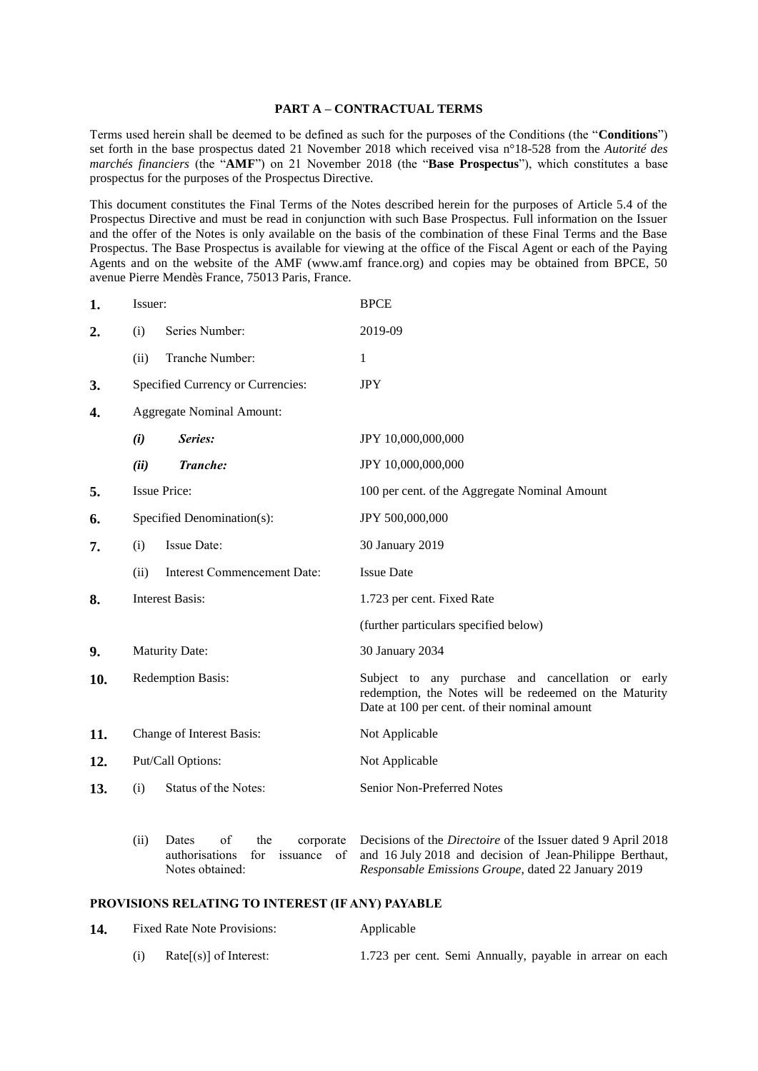**PART A – CONTRACTUAL TERMS**

Terms used herein shall be deemed to be defined as such for the purposes of the Conditions (the "**Conditions**") set forth in the base prospectus dated 21 November 2018 which received visa n°18-528 from the *Autorité des marchés financiers* (the "**AMF**") on 21 November 2018 (the "**Base Prospectus**"), which constitutes a base prospectus for the purposes of the Prospectus Directive.

This document constitutes the Final Terms of the Notes described herein for the purposes of Article 5.4 of the Prospectus Directive and must be read in conjunction with such Base Prospectus. Full information on the Issuer and the offer of the Notes is only available on the basis of the combination of these Final Terms and the Base Prospectus. The Base Prospectus is available for viewing at the office of the Fiscal Agent or each of the Paying Agents and on the website of the AMF (www.amf france.org) and copies may be obtained from BPCE, 50 avenue Pierre Mendès France, 75013 Paris, France.

| | | |
|---|---|---|
| **1.** | Issuer: | BPCE |
| **2.** | (i) Series Number: | 2019-09 |
| | (ii) Tranche Number: | 1 |
| **3.** | Specified Currency or Currencies: | JPY |
| **4.** | Aggregate Nominal Amount: | |
| | ***(i) Series:*** | JPY 10,000,000,000 |
| | ***(ii) Tranche:*** | JPY 10,000,000,000 |
| **5.** | Issue Price: | 100 per cent. of the Aggregate Nominal Amount |
| **6.** | Specified Denomination(s): | JPY 500,000,000 |
| **7.** | (i) Issue Date: | 30 January 2019 |
| | (ii) Interest Commencement Date: | Issue Date |
| **8.** | Interest Basis: | 1.723 per cent. Fixed Rate<br>(further particulars specified below) |
| **9.** | Maturity Date: | 30 January 2034 |
| **10.** | Redemption Basis: | Subject to any purchase and cancellation or early redemption, the Notes will be redeemed on the Maturity Date at 100 per cent. of their nominal amount |
| **11.** | Change of Interest Basis: | Not Applicable |
| **12.** | Put/Call Options: | Not Applicable |
| **13.** | (i) Status of the Notes: | Senior Non-Preferred Notes |
| | (ii) Dates of the corporate authorisations for issuance of Notes obtained: | Decisions of the *Directoire* of the Issuer dated 9 April 2018 and 16 July 2018 and decision of Jean-Philippe Berthaut, *Responsable Emissions Groupe*, dated 22 January 2019 |

**PROVISIONS RELATING TO INTEREST (IF ANY) PAYABLE**

| | | |
|---|---|---|
| **14.** | Fixed Rate Note Provisions: | Applicable |
| | (i) Rate[(s)] of Interest: | 1.723 per cent. Semi Annually, payable in arrear on each |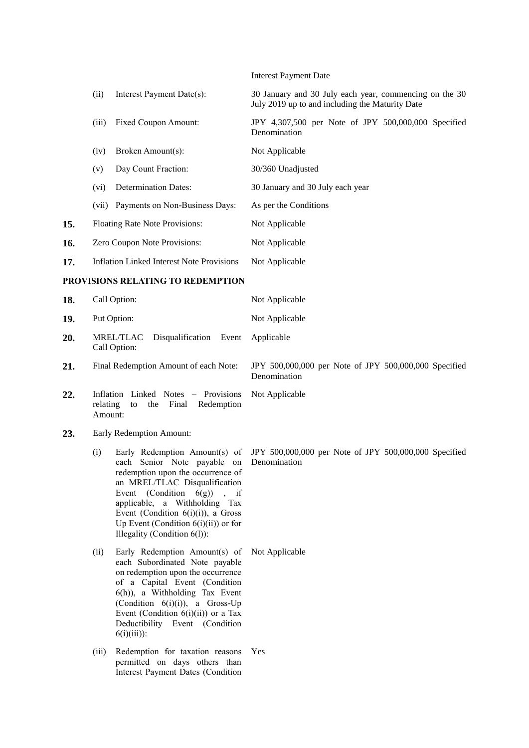| | | |
|---|---|---|
| | | Interest Payment Date |
| | (ii) Interest Payment Date(s): | 30 January and 30 July each year, commencing on the 30 July 2019 up to and including the Maturity Date |
| | (iii) Fixed Coupon Amount: | JPY 4,307,500 per Note of JPY 500,000,000 Specified Denomination |
| | (iv) Broken Amount(s): | Not Applicable |
| | (v) Day Count Fraction: | 30/360 Unadjusted |
| | (vi) Determination Dates: | 30 January and 30 July each year |
| | (vii) Payments on Non-Business Days: | As per the Conditions |
| **15.** | Floating Rate Note Provisions: | Not Applicable |
| **16.** | Zero Coupon Note Provisions: | Not Applicable |
| **17.** | Inflation Linked Interest Note Provisions | Not Applicable |

**PROVISIONS RELATING TO REDEMPTION**

| | | |
|---|---|---|
| **18.** | Call Option: | Not Applicable |
| **19.** | Put Option: | Not Applicable |
| **20.** | MREL/TLAC Disqualification Event Call Option: | Applicable |
| **21.** | Final Redemption Amount of each Note: | JPY 500,000,000 per Note of JPY 500,000,000 Specified Denomination |
| **22.** | Inflation Linked Notes – Provisions relating to the Final Redemption Amount: | Not Applicable |
| **23.** | Early Redemption Amount: | |
| | (i) Early Redemption Amount(s) of each Senior Note payable on redemption upon the occurrence of an MREL/TLAC Disqualification Event (Condition 6(g)) , if applicable, a Withholding Tax Event (Condition 6(i)(i)), a Gross Up Event (Condition 6(i)(ii)) or for Illegality (Condition 6(l)): | JPY 500,000,000 per Note of JPY 500,000,000 Specified Denomination |
| | (ii) Early Redemption Amount(s) of each Subordinated Note payable on redemption upon the occurrence of a Capital Event (Condition 6(h)), a Withholding Tax Event (Condition 6(i)(i)), a Gross-Up Event (Condition 6(i)(ii)) or a Tax Deductibility Event (Condition 6(i)(iii)): | Not Applicable |
| | (iii) Redemption for taxation reasons permitted on days others than Interest Payment Dates (Condition | Yes |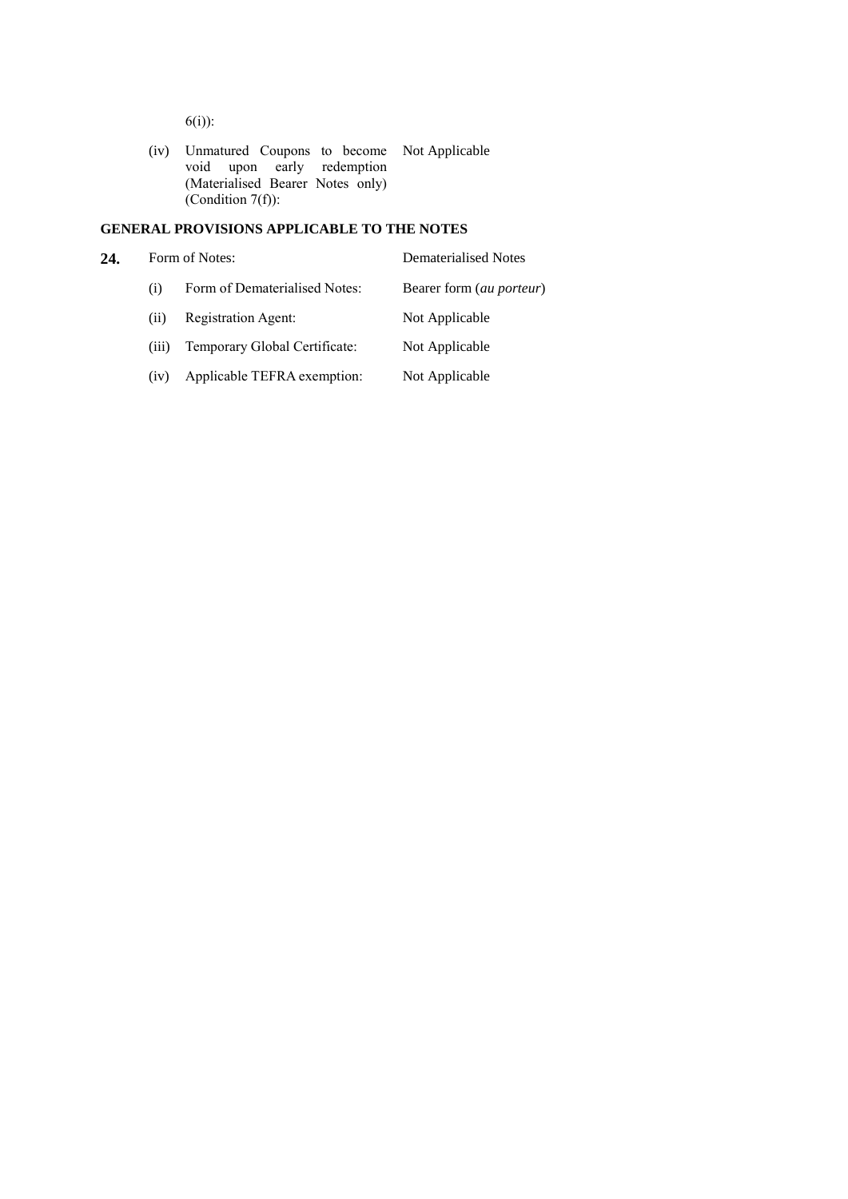6(i)):

| | | |
|---|---|---|
| (iv) | Unmatured Coupons to become void upon early redemption (Materialised Bearer Notes only) (Condition 7(f)): | Not Applicable |

**GENERAL PROVISIONS APPLICABLE TO THE NOTES**

| | | | |
|---|---|---|---|
| **24.** | Form of Notes: | | Dematerialised Notes |
| | (i) | Form of Dematerialised Notes: | Bearer form (*au porteur*) |
| | (ii) | Registration Agent: | Not Applicable |
| | (iii) | Temporary Global Certificate: | Not Applicable |
| | (iv) | Applicable TEFRA exemption: | Not Applicable |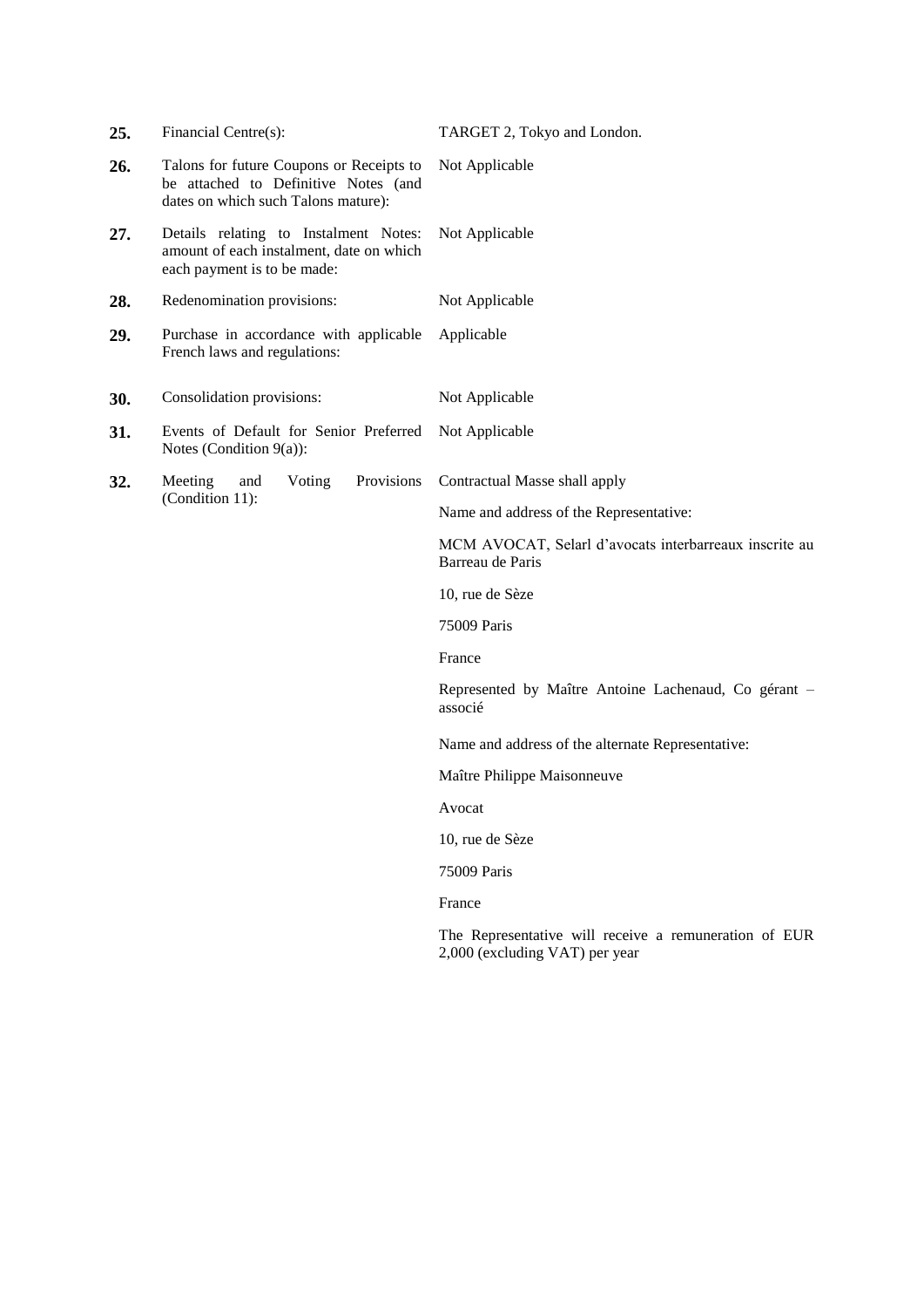| | | |
|---|---|---|
| **25.** | Financial Centre(s): | TARGET 2, Tokyo and London. |
| **26.** | Talons for future Coupons or Receipts to be attached to Definitive Notes (and dates on which such Talons mature): | Not Applicable |
| **27.** | Details relating to Instalment Notes: amount of each instalment, date on which each payment is to be made: | Not Applicable |
| **28.** | Redenomination provisions: | Not Applicable |
| **29.** | Purchase in accordance with applicable French laws and regulations: | Applicable |
| **30.** | Consolidation provisions: | Not Applicable |
| **31.** | Events of Default for Senior Preferred Notes (Condition 9(a)): | Not Applicable |
| **32.** | Meeting and Voting Provisions (Condition 11): | Contractual Masse shall apply<br><br>Name and address of the Representative:<br><br>MCM AVOCAT, Selarl d'avocats interbarreaux inscrite au Barreau de Paris<br><br>10, rue de Sèze<br><br>75009 Paris<br><br>France<br><br>Represented by Maître Antoine Lachenaud, Co gérant – associé<br><br>Name and address of the alternate Representative:<br><br>Maître Philippe Maisonneuve<br><br>Avocat<br><br>10, rue de Sèze<br><br>75009 Paris<br><br>France<br><br>The Representative will receive a remuneration of EUR 2,000 (excluding VAT) per year |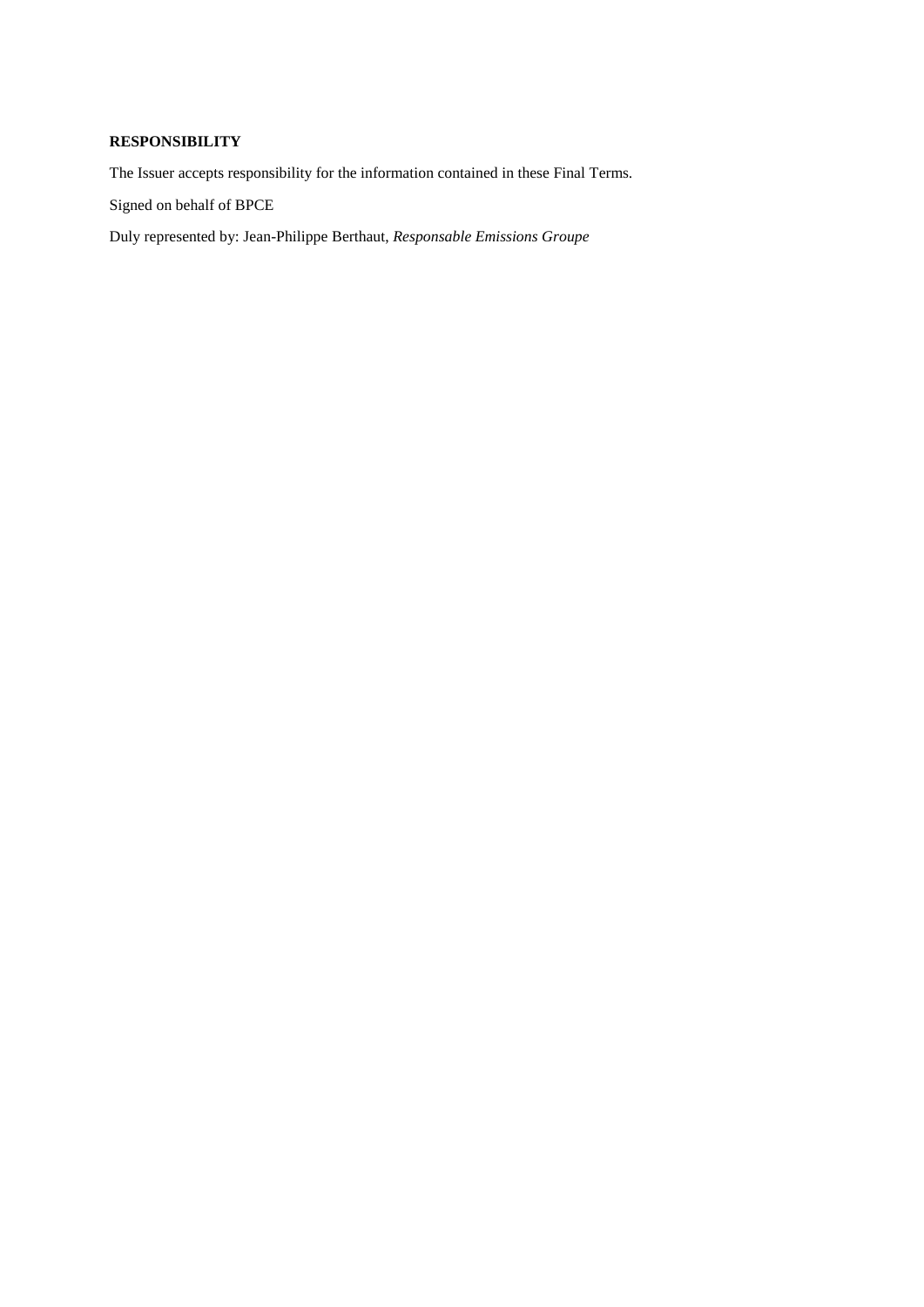**RESPONSIBILITY**

The Issuer accepts responsibility for the information contained in these Final Terms.

Signed on behalf of BPCE

Duly represented by: Jean-Philippe Berthaut, *Responsable Emissions Groupe*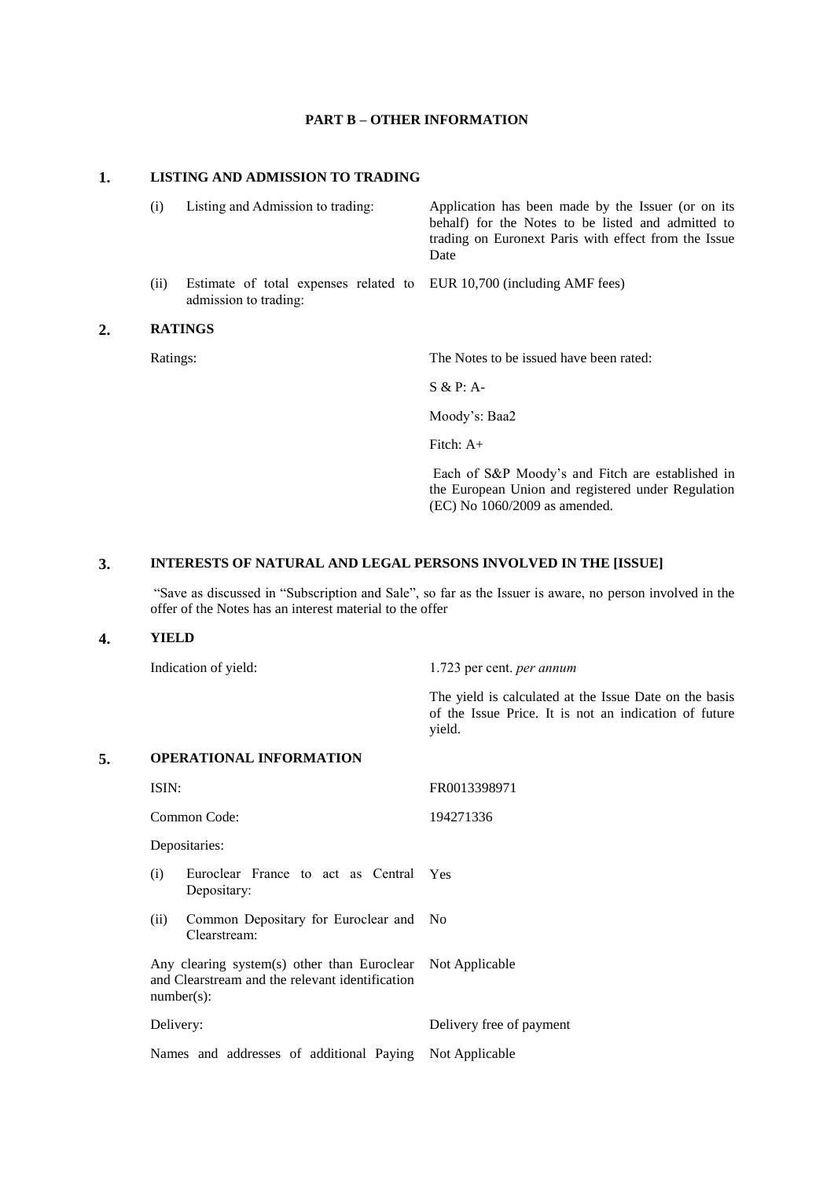## PART B – OTHER INFORMATION

### 1. LISTING AND ADMISSION TO TRADING

| | |
|---|---|
| (i) Listing and Admission to trading: | Application has been made by the Issuer (or on its behalf) for the Notes to be listed and admitted to trading on Euronext Paris with effect from the Issue Date |
| (ii) Estimate of total expenses related to admission to trading: | EUR 10,700 (including AMF fees) |

### 2. RATINGS

| | |
|---|---|
| Ratings: | The Notes to be issued have been rated:<br><br>S & P: A-<br><br>Moody's: Baa2<br><br>Fitch: A+<br><br>Each of S&P Moody's and Fitch are established in the European Union and registered under Regulation (EC) No 1060/2009 as amended. |

### 3. INTERESTS OF NATURAL AND LEGAL PERSONS INVOLVED IN THE [ISSUE]

"Save as discussed in "Subscription and Sale", so far as the Issuer is aware, no person involved in the offer of the Notes has an interest material to the offer

### 4. YIELD

| | |
|---|---|
| Indication of yield: | 1.723 per cent. *per annum*<br><br>The yield is calculated at the Issue Date on the basis of the Issue Price. It is not an indication of future yield. |

### 5. OPERATIONAL INFORMATION

| | |
|---|---|
| ISIN: | FR0013398971 |
| Common Code: | 194271336 |
| Depositaries: | |
| (i) Euroclear France to act as Central Depositary: | Yes |
| (ii) Common Depositary for Euroclear and Clearstream: | No |
| Any clearing system(s) other than Euroclear and Clearstream and the relevant identification number(s): | Not Applicable |
| Delivery: | Delivery free of payment |
| Names and addresses of additional Paying | Not Applicable |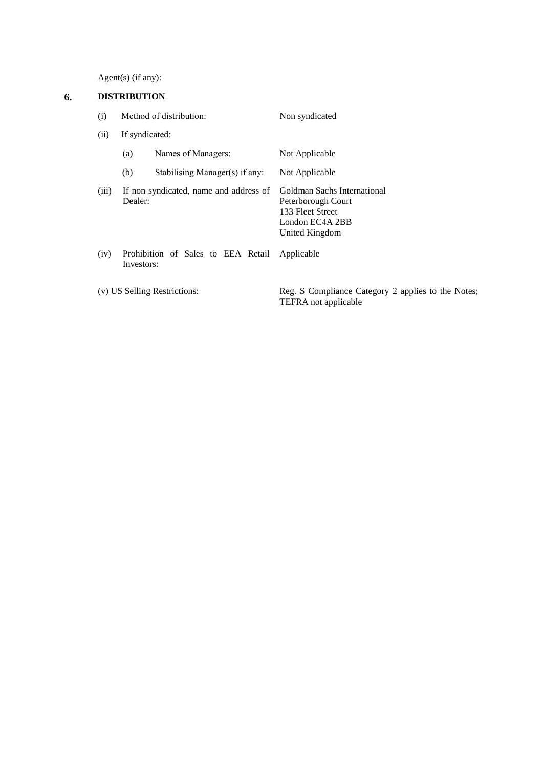Agent(s) (if any):

## 6. DISTRIBUTION

| | | |
|---|---|---|
| (i) | Method of distribution: | Non syndicated |
| (ii) | If syndicated: | |
| | (a) Names of Managers: | Not Applicable |
| | (b) Stabilising Manager(s) if any: | Not Applicable |
| (iii) | If non syndicated, name and address of Dealer: | Goldman Sachs International<br>Peterborough Court<br>133 Fleet Street<br>London EC4A 2BB<br>United Kingdom |
| (iv) | Prohibition of Sales to EEA Retail Investors: | Applicable |
| (v) | US Selling Restrictions: | Reg. S Compliance Category 2 applies to the Notes; TEFRA not applicable |